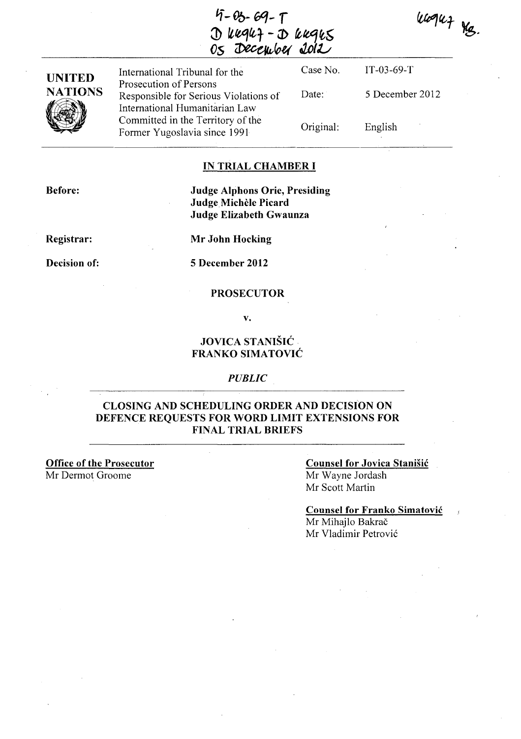IT-03-69-T
D 46947 - D 46945
05 December 2012

46947 KB.

UNITED NATIONS

| International Tribunal for the Prosecution of Persons Responsible for Serious Violations of International Humanitarian Law Committed in the Territory of the Former Yugoslavia since 1991 | Case No. | IT-03-69-T |
|---|---|---|
| | Date: | 5 December 2012 |
| | Original: | English |

**IN TRIAL CHAMBER I**

**Before:**
**Judge Alphons Orie, Presiding**
**Judge Michèle Picard**
**Judge Elizabeth Gwaunza**

**Registrar:** **Mr John Hocking**

**Decision of:** **5 December 2012**

**PROSECUTOR**

**v.**

**JOVICA STANIŠIĆ**
**FRANKO SIMATOVIĆ**

*PUBLIC*

**CLOSING AND SCHEDULING ORDER AND DECISION ON DEFENCE REQUESTS FOR WORD LIMIT EXTENSIONS FOR FINAL TRIAL BRIEFS**

**Office of the Prosecutor**
Mr Dermot Groome

**Counsel for Jovica Stanišić**
Mr Wayne Jordash
Mr Scott Martin

**Counsel for Franko Simatović**
Mr Mihajlo Bakrač
Mr Vladimir Petrović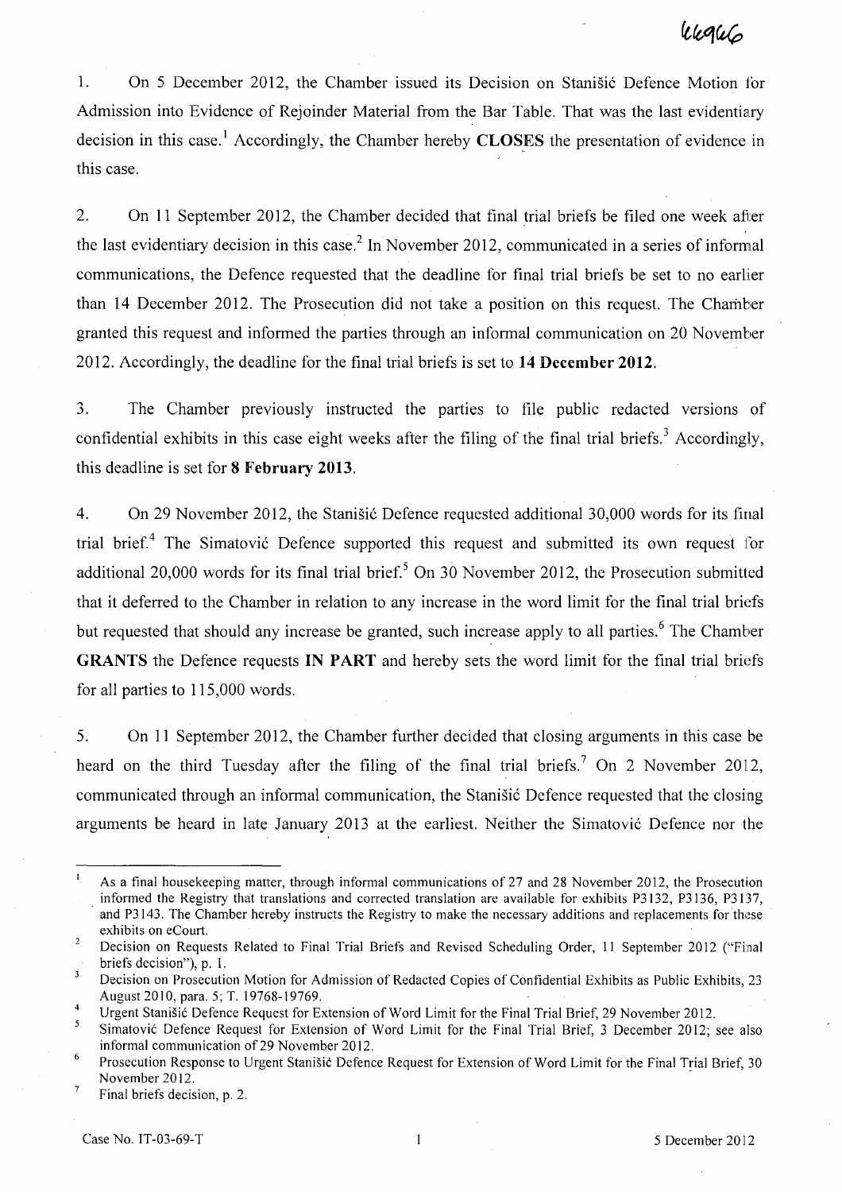1. On 5 December 2012, the Chamber issued its Decision on Stanišić Defence Motion for Admission into Evidence of Rejoinder Material from the Bar Table. That was the last evidentiary decision in this case.[1] Accordingly, the Chamber hereby **CLOSES** the presentation of evidence in this case.

2. On 11 September 2012, the Chamber decided that final trial briefs be filed one week after the last evidentiary decision in this case.[2] In November 2012, communicated in a series of informal communications, the Defence requested that the deadline for final trial briefs be set to no earlier than 14 December 2012. The Prosecution did not take a position on this request. The Chamber granted this request and informed the parties through an informal communication on 20 November 2012. Accordingly, the deadline for the final trial briefs is set to **14 December 2012**.

3. The Chamber previously instructed the parties to file public redacted versions of confidential exhibits in this case eight weeks after the filing of the final trial briefs.[3] Accordingly, this deadline is set for **8 February 2013**.

4. On 29 November 2012, the Stanišić Defence requested additional 30,000 words for its final trial brief.[4] The Simatović Defence supported this request and submitted its own request for additional 20,000 words for its final trial brief.[5] On 30 November 2012, the Prosecution submitted that it deferred to the Chamber in relation to any increase in the word limit for the final trial briefs but requested that should any increase be granted, such increase apply to all parties.[6] The Chamber **GRANTS** the Defence requests **IN PART** and hereby sets the word limit for the final trial briefs for all parties to 115,000 words.

5. On 11 September 2012, the Chamber further decided that closing arguments in this case be heard on the third Tuesday after the filing of the final trial briefs.[7] On 2 November 2012, communicated through an informal communication, the Stanišić Defence requested that the closing arguments be heard in late January 2013 at the earliest. Neither the Simatović Defence nor the

---

[1] As a final housekeeping matter, through informal communications of 27 and 28 November 2012, the Prosecution informed the Registry that translations and corrected translation are available for exhibits P3132, P3136, P3137, and P3143. The Chamber hereby instructs the Registry to make the necessary additions and replacements for these exhibits on eCourt.

[2] Decision on Requests Related to Final Trial Briefs and Revised Scheduling Order, 11 September 2012 ("Final briefs decision"), p. 1.

[3] Decision on Prosecution Motion for Admission of Redacted Copies of Confidential Exhibits as Public Exhibits, 23 August 2010, para. 5; T. 19768-19769.

[4] Urgent Stanišić Defence Request for Extension of Word Limit for the Final Trial Brief, 29 November 2012.

[5] Simatović Defence Request for Extension of Word Limit for the Final Trial Brief, 3 December 2012; see also informal communication of 29 November 2012.

[6] Prosecution Response to Urgent Stanišić Defence Request for Extension of Word Limit for the Final Trial Brief, 30 November 2012.

[7] Final briefs decision, p. 2.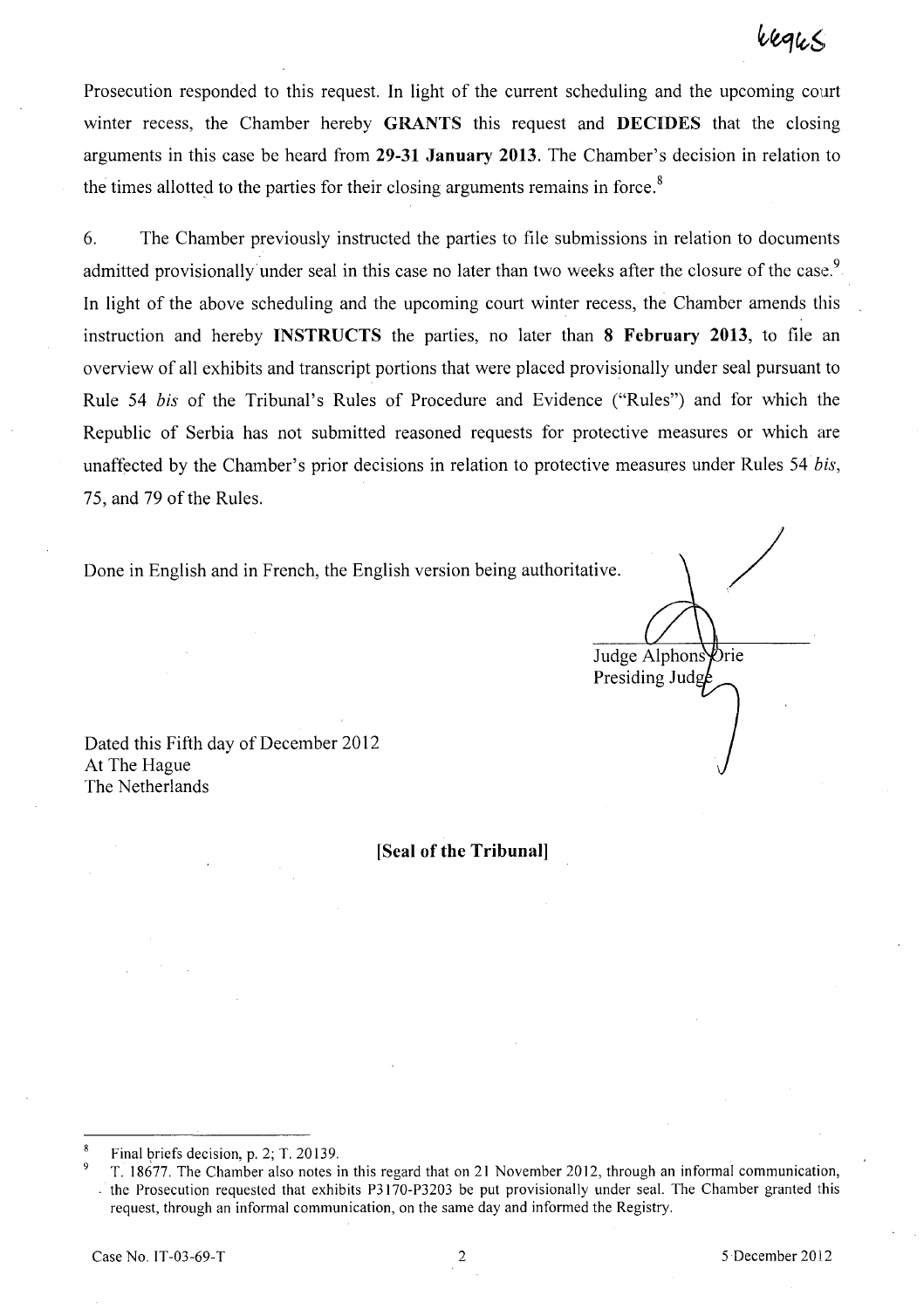Prosecution responded to this request. In light of the current scheduling and the upcoming court winter recess, the Chamber hereby **GRANTS** this request and **DECIDES** that the closing arguments in this case be heard from **29-31 January 2013**. The Chamber's decision in relation to the times allotted to the parties for their closing arguments remains in force.[8]

6. The Chamber previously instructed the parties to file submissions in relation to documents admitted provisionally under seal in this case no later than two weeks after the closure of the case.[9] In light of the above scheduling and the upcoming court winter recess, the Chamber amends this instruction and hereby **INSTRUCTS** the parties, no later than **8 February 2013**, to file an overview of all exhibits and transcript portions that were placed provisionally under seal pursuant to Rule 54 *bis* of the Tribunal's Rules of Procedure and Evidence ("Rules") and for which the Republic of Serbia has not submitted reasoned requests for protective measures or which are unaffected by the Chamber's prior decisions in relation to protective measures under Rules 54 *bis*, 75, and 79 of the Rules.

Done in English and in French, the English version being authoritative.

Judge Alphons Orie
Presiding Judge

Dated this Fifth day of December 2012
At The Hague
The Netherlands

**[Seal of the Tribunal]**

---

[8] Final briefs decision, p. 2; T. 20139.

[9] T. 18677. The Chamber also notes in this regard that on 21 November 2012, through an informal communication, the Prosecution requested that exhibits P3170-P3203 be put provisionally under seal. The Chamber granted this request, through an informal communication, on the same day and informed the Registry.